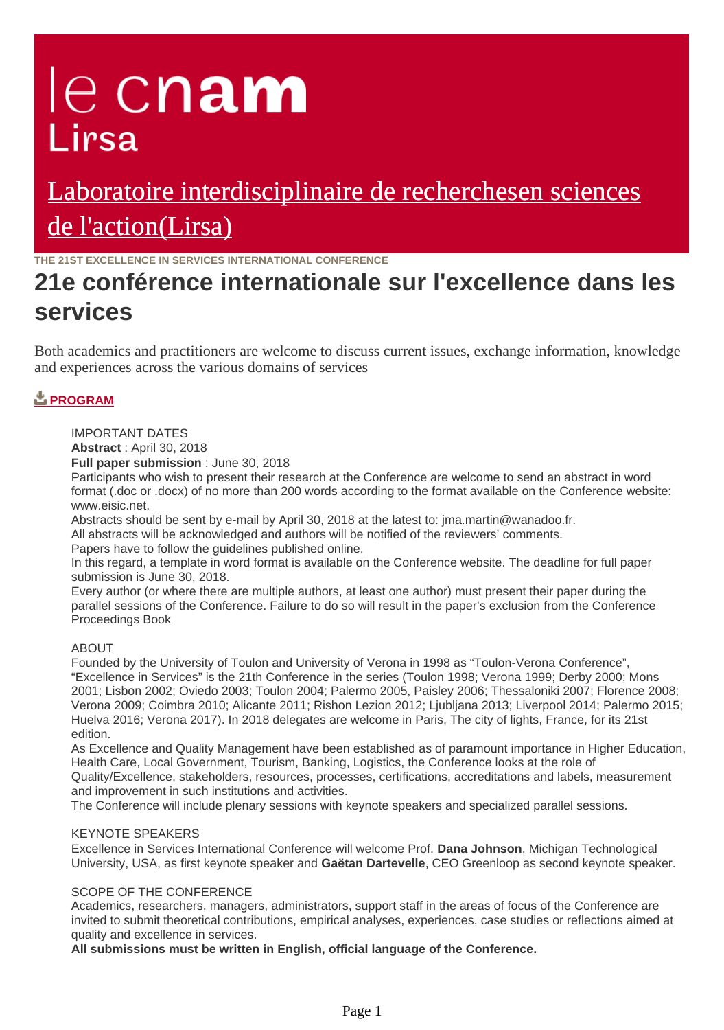le cnam
Lirsa

[Laboratoire interdisciplinaire de recherchesen sciences de l'action(Lirsa)]

THE 21ST EXCELLENCE IN SERVICES INTERNATIONAL CONFERENCE

# 21e conférence internationale sur l'excellence dans les services

Both academics and practitioners are welcome to discuss current issues, exchange information, knowledge and experiences across the various domains of services

**PROGRAM**

IMPORTANT DATES
**Abstract** : April 30, 2018
**Full paper submission** : June 30, 2018
Participants who wish to present their research at the Conference are welcome to send an abstract in word format (.doc or .docx) of no more than 200 words according to the format available on the Conference website: www.eisic.net.
Abstracts should be sent by e-mail by April 30, 2018 at the latest to: jma.martin@wanadoo.fr.
All abstracts will be acknowledged and authors will be notified of the reviewers' comments.
Papers have to follow the guidelines published online.
In this regard, a template in word format is available on the Conference website. The deadline for full paper submission is June 30, 2018.
Every author (or where there are multiple authors, at least one author) must present their paper during the parallel sessions of the Conference. Failure to do so will result in the paper's exclusion from the Conference Proceedings Book

ABOUT
Founded by the University of Toulon and University of Verona in 1998 as "Toulon-Verona Conference", "Excellence in Services" is the 21th Conference in the series (Toulon 1998; Verona 1999; Derby 2000; Mons 2001; Lisbon 2002; Oviedo 2003; Toulon 2004; Palermo 2005, Paisley 2006; Thessaloniki 2007; Florence 2008; Verona 2009; Coimbra 2010; Alicante 2011; Rishon Lezion 2012; Ljubljana 2013; Liverpool 2014; Palermo 2015; Huelva 2016; Verona 2017). In 2018 delegates are welcome in Paris, The city of lights, France, for its 21st edition.
As Excellence and Quality Management have been established as of paramount importance in Higher Education, Health Care, Local Government, Tourism, Banking, Logistics, the Conference looks at the role of Quality/Excellence, stakeholders, resources, processes, certifications, accreditations and labels, measurement and improvement in such institutions and activities.
The Conference will include plenary sessions with keynote speakers and specialized parallel sessions.

KEYNOTE SPEAKERS
Excellence in Services International Conference will welcome Prof. **Dana Johnson**, Michigan Technological University, USA, as first keynote speaker and **Gaëtan Dartevelle**, CEO Greenloop as second keynote speaker.

SCOPE OF THE CONFERENCE
Academics, researchers, managers, administrators, support staff in the areas of focus of the Conference are invited to submit theoretical contributions, empirical analyses, experiences, case studies or reflections aimed at quality and excellence in services.
**All submissions must be written in English, official language of the Conference.**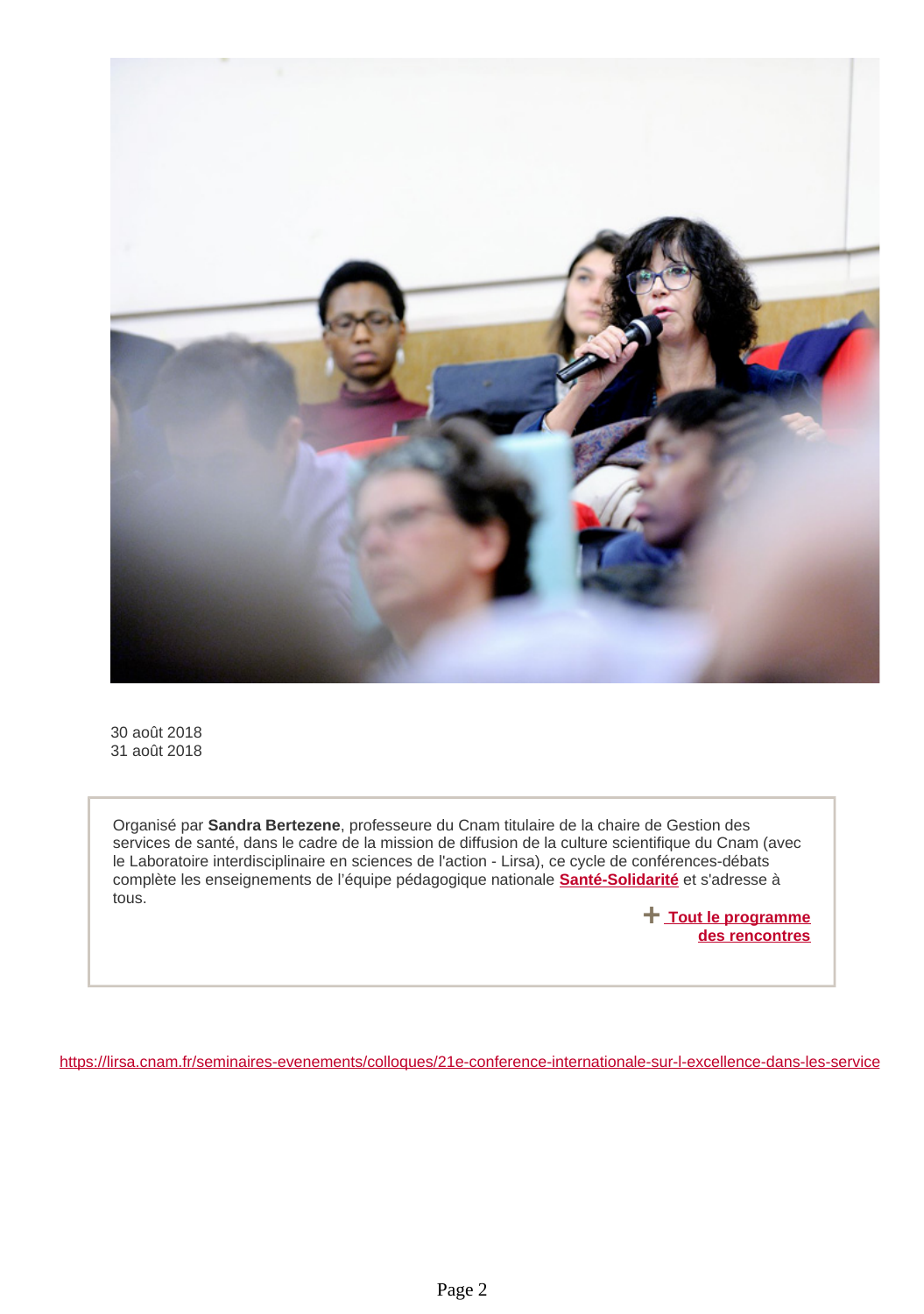30 août 2018
31 août 2018

Organisé par **Sandra Bertezene**, professeure du Cnam titulaire de la chaire de Gestion des services de santé, dans le cadre de la mission de diffusion de la culture scientifique du Cnam (avec le Laboratoire interdisciplinaire en sciences de l'action - Lirsa), ce cycle de conférences-débats complète les enseignements de l'équipe pédagogique nationale **Santé-Solidarité** et s'adresse à tous.

**+ Tout le programme des rencontres**

https://lirsa.cnam.fr/seminaires-evenements/colloques/21e-conference-internationale-sur-l-excellence-dans-les-service